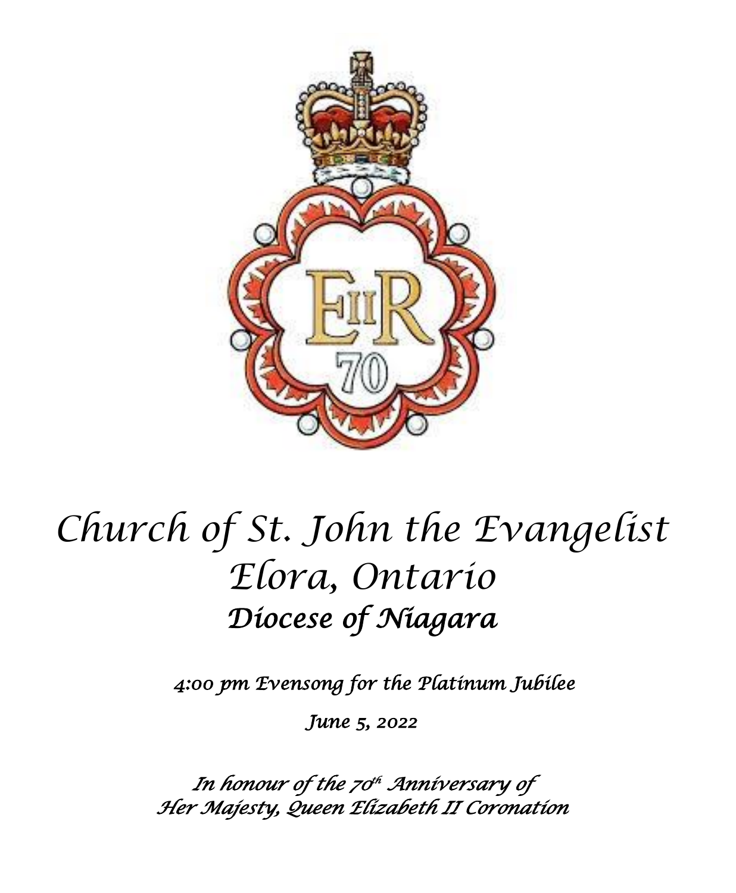# Church of St. John the Evangelist
# Elora, Ontario
## Diocese of Niagara

*4:00 pm Evensong for the Platinum Jubilee*

*June 5, 2022*

*In honour of the 70th Anniversary of Her Majesty, Queen Elizabeth II Coronation*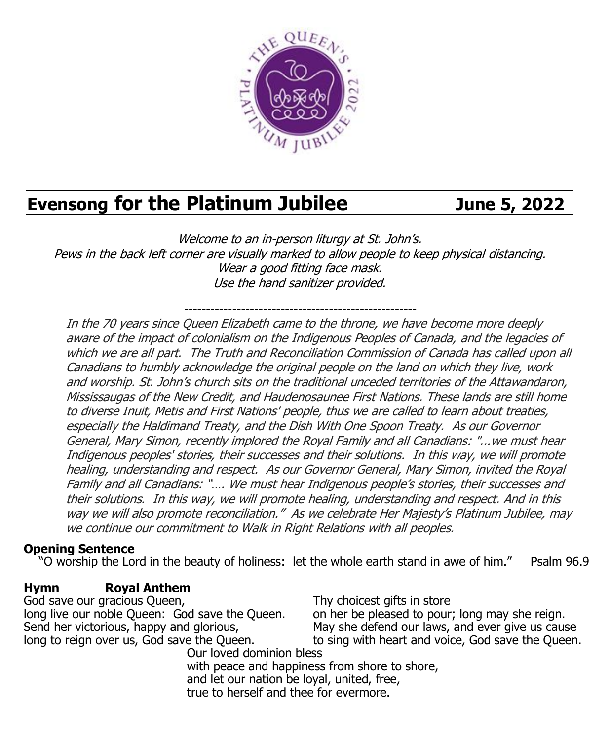# Evensong for the Platinum Jubilee June 5, 2022

*Welcome to an in-person liturgy at St. John's.*
*Pews in the back left corner are visually marked to allow people to keep physical distancing.*
*Wear a good fitting face mask.*
*Use the hand sanitizer provided.*

-----------------------------------------------------

*In the 70 years since Queen Elizabeth came to the throne, we have become more deeply aware of the impact of colonialism on the Indigenous Peoples of Canada, and the legacies of which we are all part. The Truth and Reconciliation Commission of Canada has called upon all Canadians to humbly acknowledge the original people on the land on which they live, work and worship. St. John's church sits on the traditional unceded territories of the Attawandaron, Mississaugas of the New Credit, and Haudenosaunee First Nations. These lands are still home to diverse Inuit, Metis and First Nations' people, thus we are called to learn about treaties, especially the Haldimand Treaty, and the Dish With One Spoon Treaty. As our Governor General, Mary Simon, recently implored the Royal Family and all Canadians: "...we must hear Indigenous peoples' stories, their successes and their solutions. In this way, we will promote healing, understanding and respect. As our Governor General, Mary Simon, invited the Royal Family and all Canadians: "…. We must hear Indigenous people's stories, their successes and their solutions. In this way, we will promote healing, understanding and respect. And in this way we will also promote reconciliation." As we celebrate Her Majesty's Platinum Jubilee, may we continue our commitment to Walk in Right Relations with all peoples.*

**Opening Sentence**

"O worship the Lord in the beauty of holiness: let the whole earth stand in awe of him." Psalm 96.9

**Hymn Royal Anthem**

God save our gracious Queen,
long live our noble Queen: God save the Queen.
Send her victorious, happy and glorious,
long to reign over us, God save the Queen.

Thy choicest gifts in store
on her be pleased to pour; long may she reign.
May she defend our laws, and ever give us cause
to sing with heart and voice, God save the Queen.

Our loved dominion bless
with peace and happiness from shore to shore,
and let our nation be loyal, united, free,
true to herself and thee for evermore.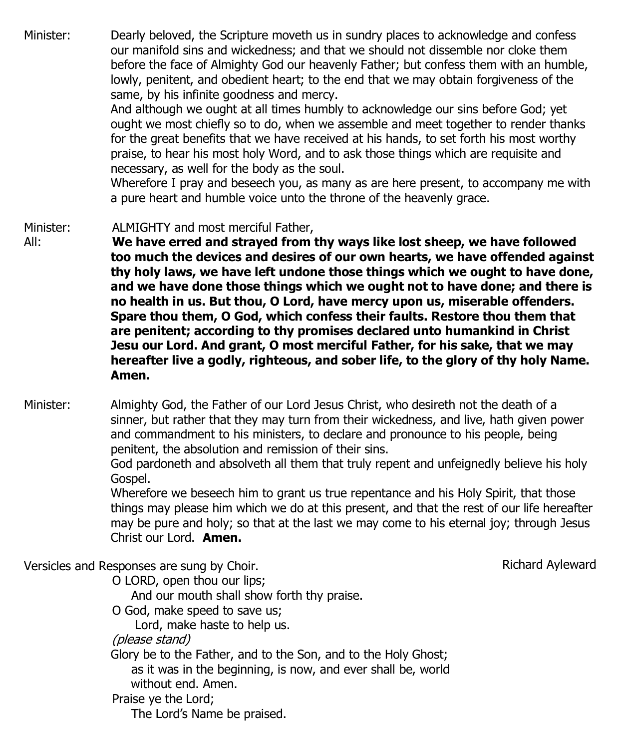Minister: Dearly beloved, the Scripture moveth us in sundry places to acknowledge and confess our manifold sins and wickedness; and that we should not dissemble nor cloke them before the face of Almighty God our heavenly Father; but confess them with an humble, lowly, penitent, and obedient heart; to the end that we may obtain forgiveness of the same, by his infinite goodness and mercy.

And although we ought at all times humbly to acknowledge our sins before God; yet ought we most chiefly so to do, when we assemble and meet together to render thanks for the great benefits that we have received at his hands, to set forth his most worthy praise, to hear his most holy Word, and to ask those things which are requisite and necessary, as well for the body as the soul.

Wherefore I pray and beseech you, as many as are here present, to accompany me with a pure heart and humble voice unto the throne of the heavenly grace.

Minister: ALMIGHTY and most merciful Father,

All: **We have erred and strayed from thy ways like lost sheep, we have followed too much the devices and desires of our own hearts, we have offended against thy holy laws, we have left undone those things which we ought to have done, and we have done those things which we ought not to have done; and there is no health in us. But thou, O Lord, have mercy upon us, miserable offenders. Spare thou them, O God, which confess their faults. Restore thou them that are penitent; according to thy promises declared unto humankind in Christ Jesu our Lord. And grant, O most merciful Father, for his sake, that we may hereafter live a godly, righteous, and sober life, to the glory of thy holy Name. Amen.**

Minister: Almighty God, the Father of our Lord Jesus Christ, who desireth not the death of a sinner, but rather that they may turn from their wickedness, and live, hath given power and commandment to his ministers, to declare and pronounce to his people, being penitent, the absolution and remission of their sins.

God pardoneth and absolveth all them that truly repent and unfeignedly believe his holy Gospel.

Wherefore we beseech him to grant us true repentance and his Holy Spirit, that those things may please him which we do at this present, and that the rest of our life hereafter may be pure and holy; so that at the last we may come to his eternal joy; through Jesus Christ our Lord. **Amen.**

Versicles and Responses are sung by Choir. — Richard Ayleward

O LORD, open thou our lips;
  And our mouth shall show forth thy praise.
O God, make speed to save us;
  Lord, make haste to help us.

*(please stand)*

Glory be to the Father, and to the Son, and to the Holy Ghost;
  as it was in the beginning, is now, and ever shall be, world without end. Amen.
Praise ye the Lord;
  The Lord's Name be praised.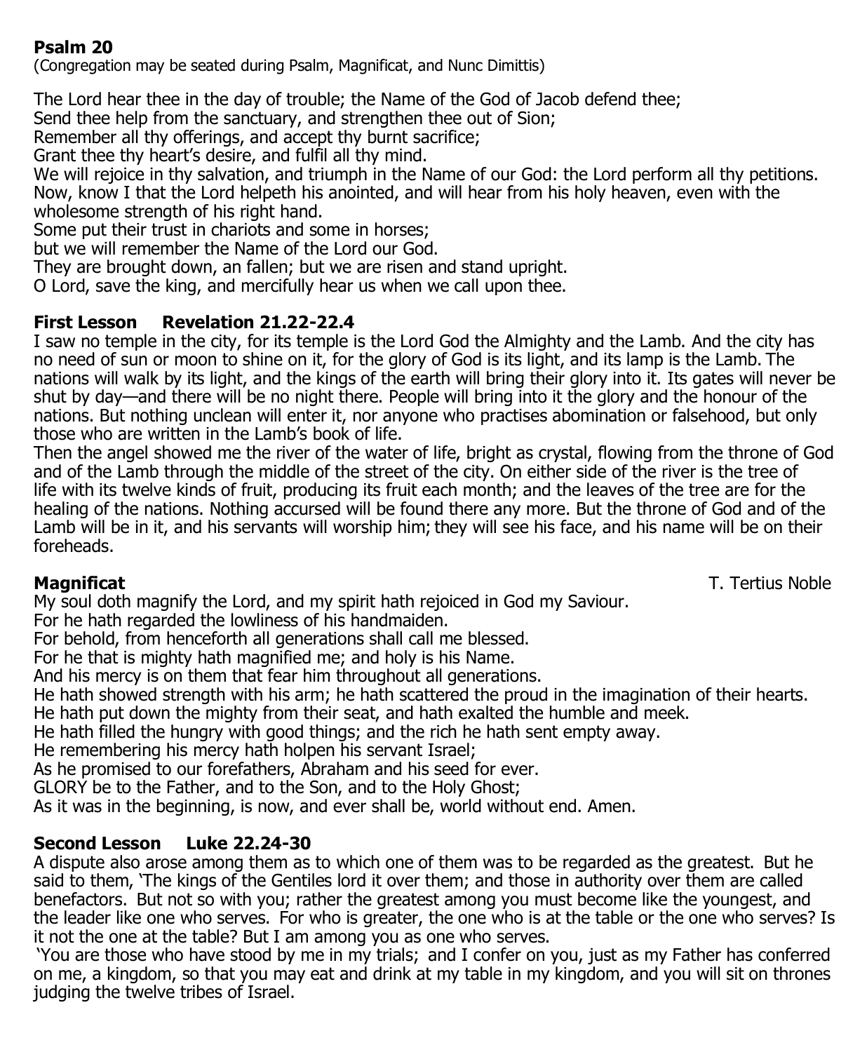**Psalm 20**

(Congregation may be seated during Psalm, Magnificat, and Nunc Dimittis)

The Lord hear thee in the day of trouble; the Name of the God of Jacob defend thee;
Send thee help from the sanctuary, and strengthen thee out of Sion;
Remember all thy offerings, and accept thy burnt sacrifice;
Grant thee thy heart's desire, and fulfil all thy mind.
We will rejoice in thy salvation, and triumph in the Name of our God: the Lord perform all thy petitions.
Now, know I that the Lord helpeth his anointed, and will hear from his holy heaven, even with the wholesome strength of his right hand.
Some put their trust in chariots and some in horses;
but we will remember the Name of the Lord our God.
They are brought down, an fallen; but we are risen and stand upright.
O Lord, save the king, and mercifully hear us when we call upon thee.

**First Lesson Revelation 21.22-22.4**

I saw no temple in the city, for its temple is the Lord God the Almighty and the Lamb. And the city has no need of sun or moon to shine on it, for the glory of God is its light, and its lamp is the Lamb. The nations will walk by its light, and the kings of the earth will bring their glory into it. Its gates will never be shut by day—and there will be no night there. People will bring into it the glory and the honour of the nations. But nothing unclean will enter it, nor anyone who practises abomination or falsehood, but only those who are written in the Lamb's book of life.

Then the angel showed me the river of the water of life, bright as crystal, flowing from the throne of God and of the Lamb through the middle of the street of the city. On either side of the river is the tree of life with its twelve kinds of fruit, producing its fruit each month; and the leaves of the tree are for the healing of the nations. Nothing accursed will be found there any more. But the throne of God and of the Lamb will be in it, and his servants will worship him; they will see his face, and his name will be on their foreheads.

**Magnificat** T. Tertius Noble

My soul doth magnify the Lord, and my spirit hath rejoiced in God my Saviour.
For he hath regarded the lowliness of his handmaiden.
For behold, from henceforth all generations shall call me blessed.
For he that is mighty hath magnified me; and holy is his Name.
And his mercy is on them that fear him throughout all generations.
He hath showed strength with his arm; he hath scattered the proud in the imagination of their hearts.
He hath put down the mighty from their seat, and hath exalted the humble and meek.
He hath filled the hungry with good things; and the rich he hath sent empty away.
He remembering his mercy hath holpen his servant Israel;
As he promised to our forefathers, Abraham and his seed for ever.
GLORY be to the Father, and to the Son, and to the Holy Ghost;
As it was in the beginning, is now, and ever shall be, world without end. Amen.

**Second Lesson Luke 22.24-30**

A dispute also arose among them as to which one of them was to be regarded as the greatest. But he said to them, 'The kings of the Gentiles lord it over them; and those in authority over them are called benefactors. But not so with you; rather the greatest among you must become like the youngest, and the leader like one who serves. For who is greater, the one who is at the table or the one who serves? Is it not the one at the table? But I am among you as one who serves.

'You are those who have stood by me in my trials; and I confer on you, just as my Father has conferred on me, a kingdom, so that you may eat and drink at my table in my kingdom, and you will sit on thrones judging the twelve tribes of Israel.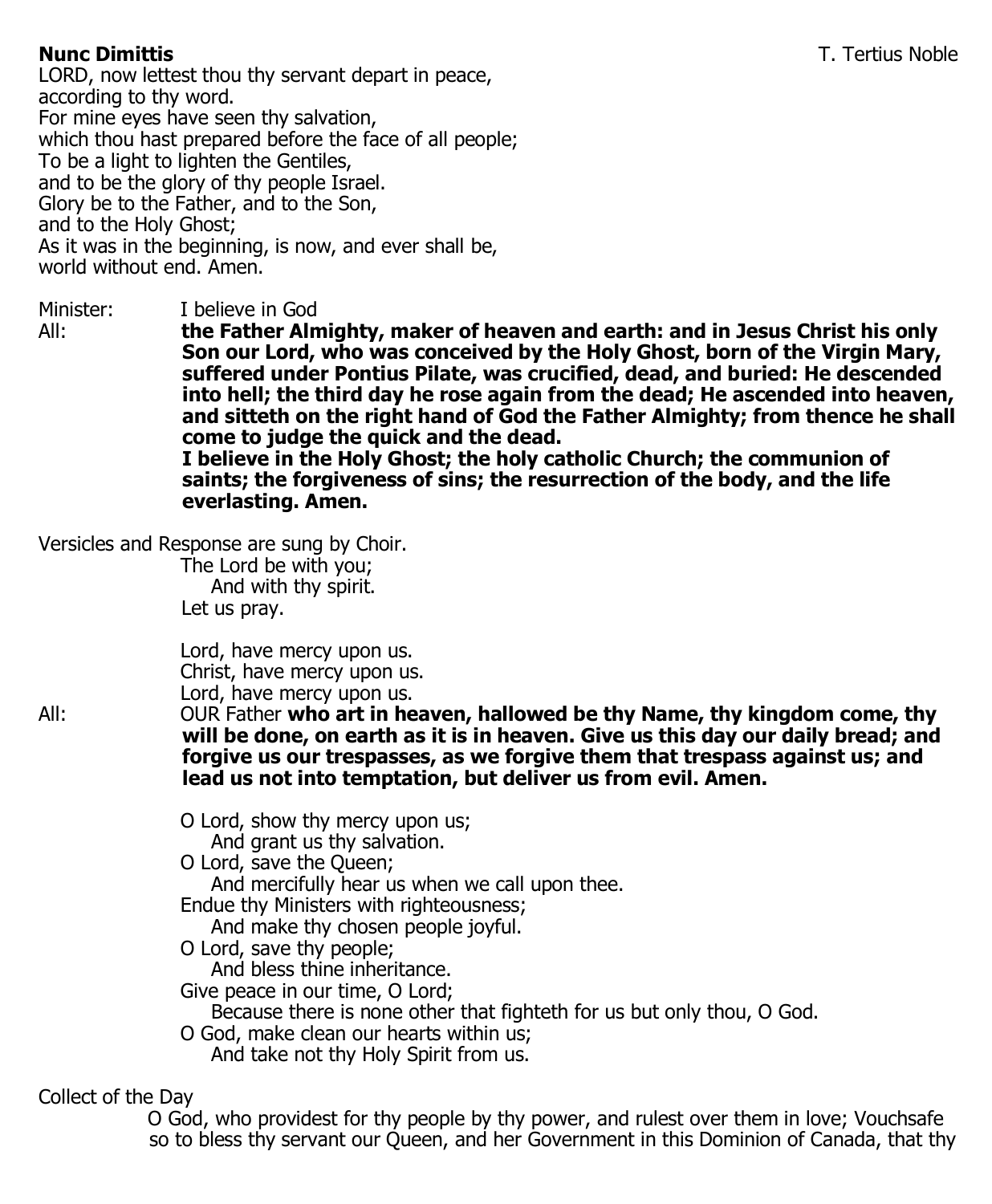**Nunc Dimittis** T. Tertius Noble

LORD, now lettest thou thy servant depart in peace,
according to thy word.
For mine eyes have seen thy salvation,
which thou hast prepared before the face of all people;
To be a light to lighten the Gentiles,
and to be the glory of thy people Israel.
Glory be to the Father, and to the Son,
and to the Holy Ghost;
As it was in the beginning, is now, and ever shall be,
world without end. Amen.

Minister: I believe in God

All: **the Father Almighty, maker of heaven and earth: and in Jesus Christ his only Son our Lord, who was conceived by the Holy Ghost, born of the Virgin Mary, suffered under Pontius Pilate, was crucified, dead, and buried: He descended into hell; the third day he rose again from the dead; He ascended into heaven, and sitteth on the right hand of God the Father Almighty; from thence he shall come to judge the quick and the dead.**
**I believe in the Holy Ghost; the holy catholic Church; the communion of saints; the forgiveness of sins; the resurrection of the body, and the life everlasting. Amen.**

Versicles and Response are sung by Choir.

The Lord be with you;
  And with thy spirit.
Let us pray.

Lord, have mercy upon us.
Christ, have mercy upon us.
Lord, have mercy upon us.

All: OUR Father **who art in heaven, hallowed be thy Name, thy kingdom come, thy will be done, on earth as it is in heaven. Give us this day our daily bread; and forgive us our trespasses, as we forgive them that trespass against us; and lead us not into temptation, but deliver us from evil. Amen.**

O Lord, show thy mercy upon us;
  And grant us thy salvation.
O Lord, save the Queen;
  And mercifully hear us when we call upon thee.
Endue thy Ministers with righteousness;
  And make thy chosen people joyful.
O Lord, save thy people;
  And bless thine inheritance.
Give peace in our time, O Lord;
  Because there is none other that fighteth for us but only thou, O God.
O God, make clean our hearts within us;
  And take not thy Holy Spirit from us.

Collect of the Day

O God, who providest for thy people by thy power, and rulest over them in love; Vouchsafe so to bless thy servant our Queen, and her Government in this Dominion of Canada, that thy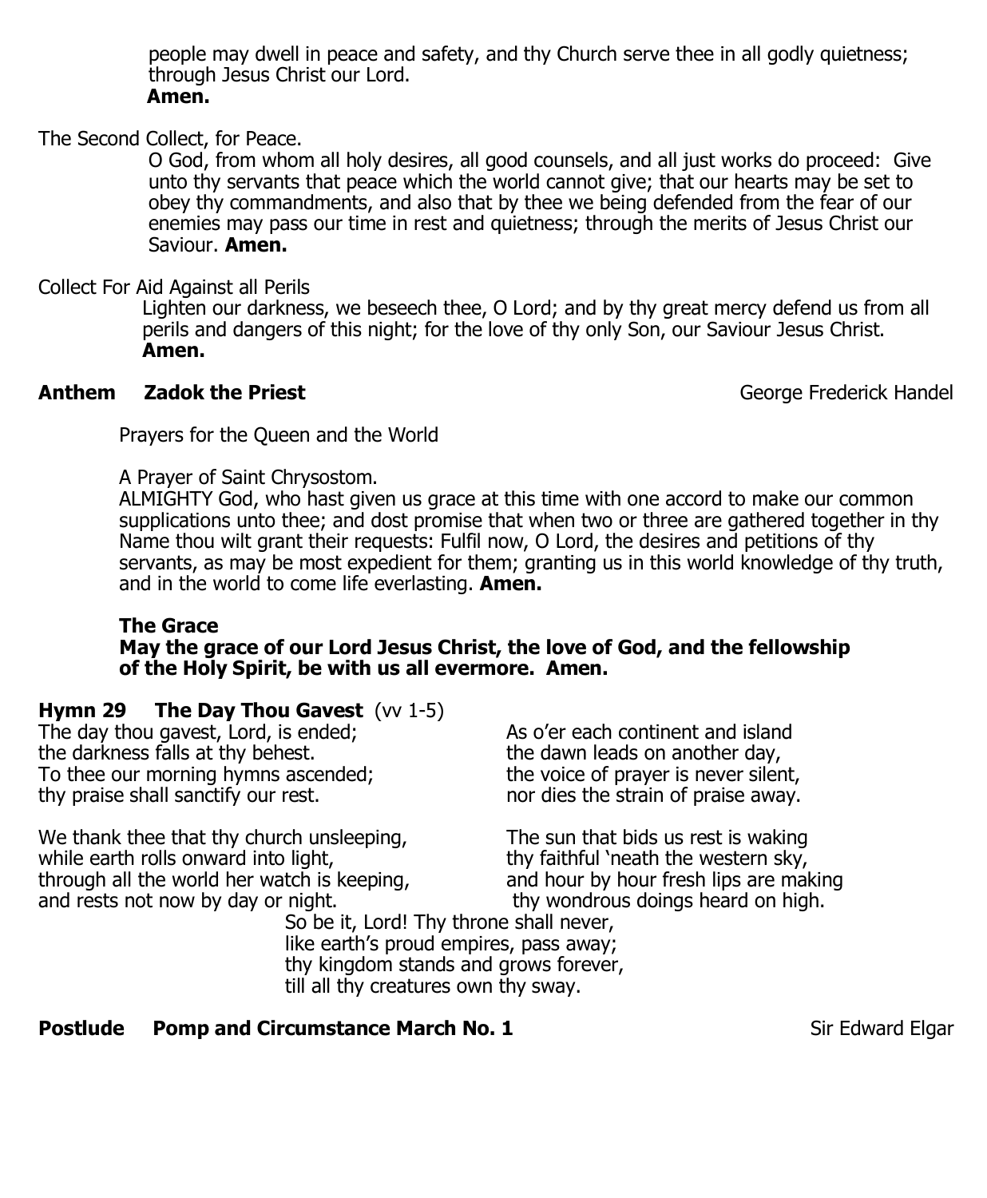people may dwell in peace and safety, and thy Church serve thee in all godly quietness; through Jesus Christ our Lord.
**Amen.**

The Second Collect, for Peace.

O God, from whom all holy desires, all good counsels, and all just works do proceed: Give unto thy servants that peace which the world cannot give; that our hearts may be set to obey thy commandments, and also that by thee we being defended from the fear of our enemies may pass our time in rest and quietness; through the merits of Jesus Christ our Saviour. **Amen.**

Collect For Aid Against all Perils

Lighten our darkness, we beseech thee, O Lord; and by thy great mercy defend us from all perils and dangers of this night; for the love of thy only Son, our Saviour Jesus Christ.
**Amen.**

**Anthem Zadok the Priest** George Frederick Handel

Prayers for the Queen and the World

A Prayer of Saint Chrysostom.
ALMIGHTY God, who hast given us grace at this time with one accord to make our common supplications unto thee; and dost promise that when two or three are gathered together in thy Name thou wilt grant their requests: Fulfil now, O Lord, the desires and petitions of thy servants, as may be most expedient for them; granting us in this world knowledge of thy truth, and in the world to come life everlasting. **Amen.**

**The Grace**
**May the grace of our Lord Jesus Christ, the love of God, and the fellowship of the Holy Spirit, be with us all evermore. Amen.**

**Hymn 29 The Day Thou Gavest** (vv 1-5)

The day thou gavest, Lord, is ended;
the darkness falls at thy behest.
To thee our morning hymns ascended;
thy praise shall sanctify our rest.

We thank thee that thy church unsleeping,
while earth rolls onward into light,
through all the world her watch is keeping,
and rests not now by day or night.

As o'er each continent and island
the dawn leads on another day,
the voice of prayer is never silent,
nor dies the strain of praise away.

The sun that bids us rest is waking
thy faithful 'neath the western sky,
and hour by hour fresh lips are making
thy wondrous doings heard on high.

So be it, Lord! Thy throne shall never,
like earth's proud empires, pass away;
thy kingdom stands and grows forever,
till all thy creatures own thy sway.

**Postlude Pomp and Circumstance March No. 1** Sir Edward Elgar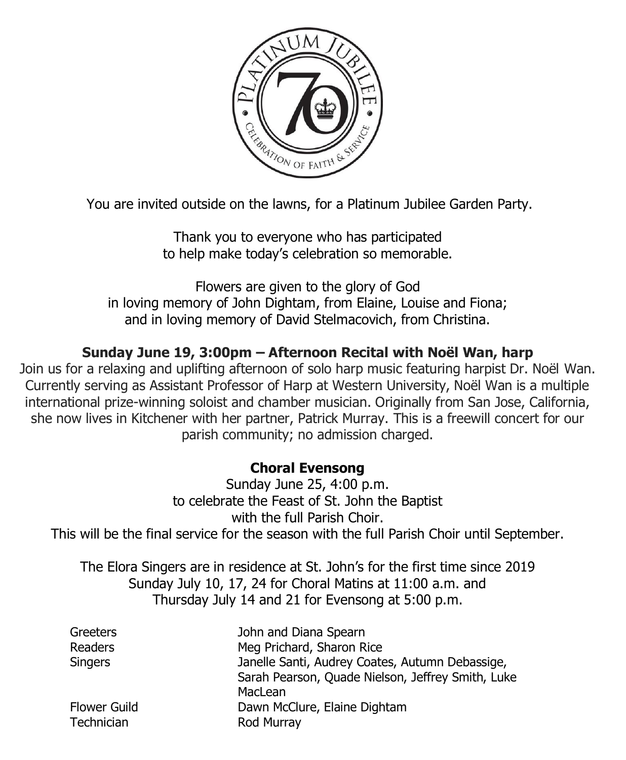You are invited outside on the lawns, for a Platinum Jubilee Garden Party.

Thank you to everyone who has participated
to help make today's celebration so memorable.

Flowers are given to the glory of God
in loving memory of John Dightam, from Elaine, Louise and Fiona;
and in loving memory of David Stelmacovich, from Christina.

**Sunday June 19, 3:00pm – Afternoon Recital with Noël Wan, harp**

Join us for a relaxing and uplifting afternoon of solo harp music featuring harpist Dr. Noël Wan. Currently serving as Assistant Professor of Harp at Western University, Noël Wan is a multiple international prize-winning soloist and chamber musician. Originally from San Jose, California, she now lives in Kitchener with her partner, Patrick Murray. This is a freewill concert for our parish community; no admission charged.

**Choral Evensong**

Sunday June 25, 4:00 p.m.
to celebrate the Feast of St. John the Baptist
with the full Parish Choir.
This will be the final service for the season with the full Parish Choir until September.

The Elora Singers are in residence at St. John's for the first time since 2019
Sunday July 10, 17, 24 for Choral Matins at 11:00 a.m. and
Thursday July 14 and 21 for Evensong at 5:00 p.m.

| | |
|---|---|
| Greeters | John and Diana Spearn |
| Readers | Meg Prichard, Sharon Rice |
| Singers | Janelle Santi, Audrey Coates, Autumn Debassige, Sarah Pearson, Quade Nielson, Jeffrey Smith, Luke MacLean |
| Flower Guild | Dawn McClure, Elaine Dightam |
| Technician | Rod Murray |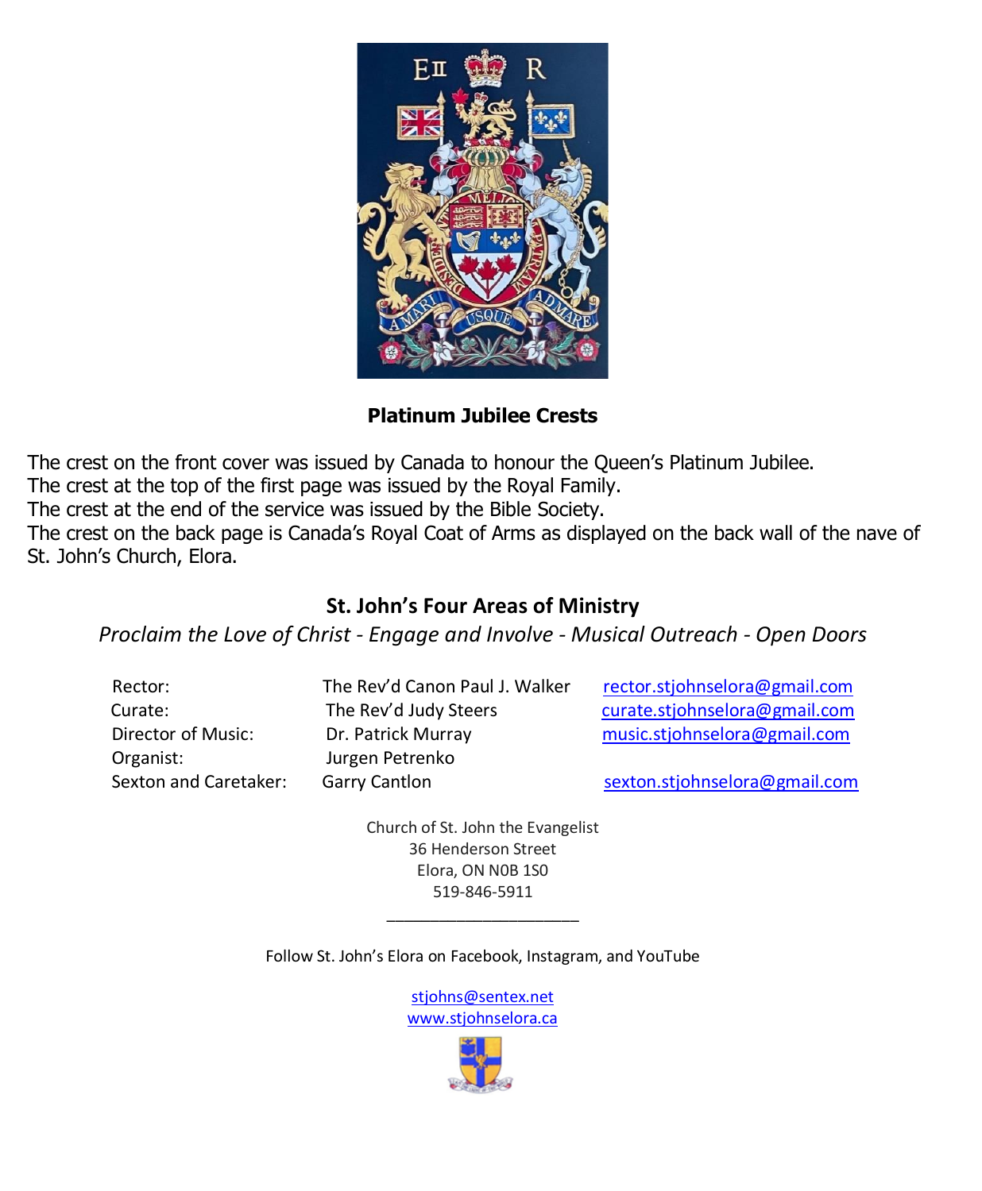## Platinum Jubilee Crests

The crest on the front cover was issued by Canada to honour the Queen's Platinum Jubilee.
The crest at the top of the first page was issued by the Royal Family.
The crest at the end of the service was issued by the Bible Society.
The crest on the back page is Canada's Royal Coat of Arms as displayed on the back wall of the nave of St. John's Church, Elora.

## St. John's Four Areas of Ministry

*Proclaim the Love of Christ - Engage and Involve - Musical Outreach - Open Doors*

| | | |
|---|---|---|
| Rector: | The Rev'd Canon Paul J. Walker | rector.stjohnselora@gmail.com |
| Curate: | The Rev'd Judy Steers | curate.stjohnselora@gmail.com |
| Director of Music: | Dr. Patrick Murray | music.stjohnselora@gmail.com |
| Organist: | Jurgen Petrenko | |
| Sexton and Caretaker: | Garry Cantlon | sexton.stjohnselora@gmail.com |

Church of St. John the Evangelist
36 Henderson Street
Elora, ON N0B 1S0
519-846-5911

---

Follow St. John's Elora on Facebook, Instagram, and YouTube

stjohns@sentex.net
www.stjohnselora.ca